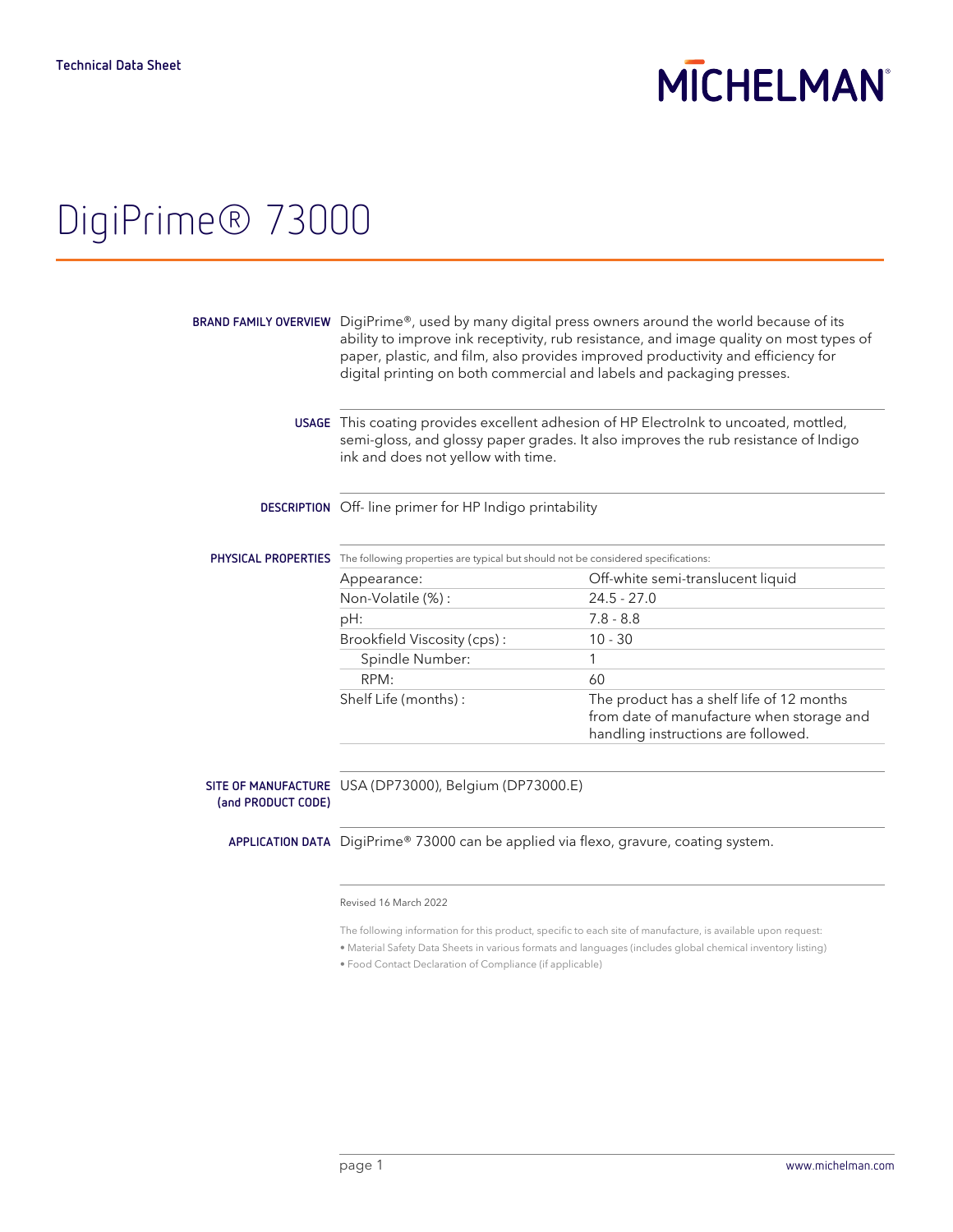Technical Data Sheet

MICHELMAN

# DigiPrime® 73000

**BRAND FAMILY OVERVIEW** DigiPrime®, used by many digital press owners around the world because of its ability to improve ink receptivity, rub resistance, and image quality on most types of paper, plastic, and film, also provides improved productivity and efficiency for digital printing on both commercial and labels and packaging presses.

**USAGE** This coating provides excellent adhesion of HP ElectroInk to uncoated, mottled, semi-gloss, and glossy paper grades. It also improves the rub resistance of Indigo ink and does not yellow with time.

**DESCRIPTION** Off- line primer for HP Indigo printability

**PHYSICAL PROPERTIES** The following properties are typical but should not be considered specifications:

| Property | Value |
| --- | --- |
| Appearance: | Off-white semi-translucent liquid |
| Non-Volatile (%) : | 24.5 - 27.0 |
| pH: | 7.8 - 8.8 |
| Brookfield Viscosity (cps) : | 10 - 30 |
| Spindle Number: | 1 |
| RPM: | 60 |
| Shelf Life (months) : | The product has a shelf life of 12 months from date of manufacture when storage and handling instructions are followed. |

**SITE OF MANUFACTURE (and PRODUCT CODE)** USA (DP73000), Belgium (DP73000.E)

**APPLICATION DATA** DigiPrime® 73000 can be applied via flexo, gravure, coating system.

Revised 16 March 2022

The following information for this product, specific to each site of manufacture, is available upon request:

- Material Safety Data Sheets in various formats and languages (includes global chemical inventory listing)
- Food Contact Declaration of Compliance (if applicable)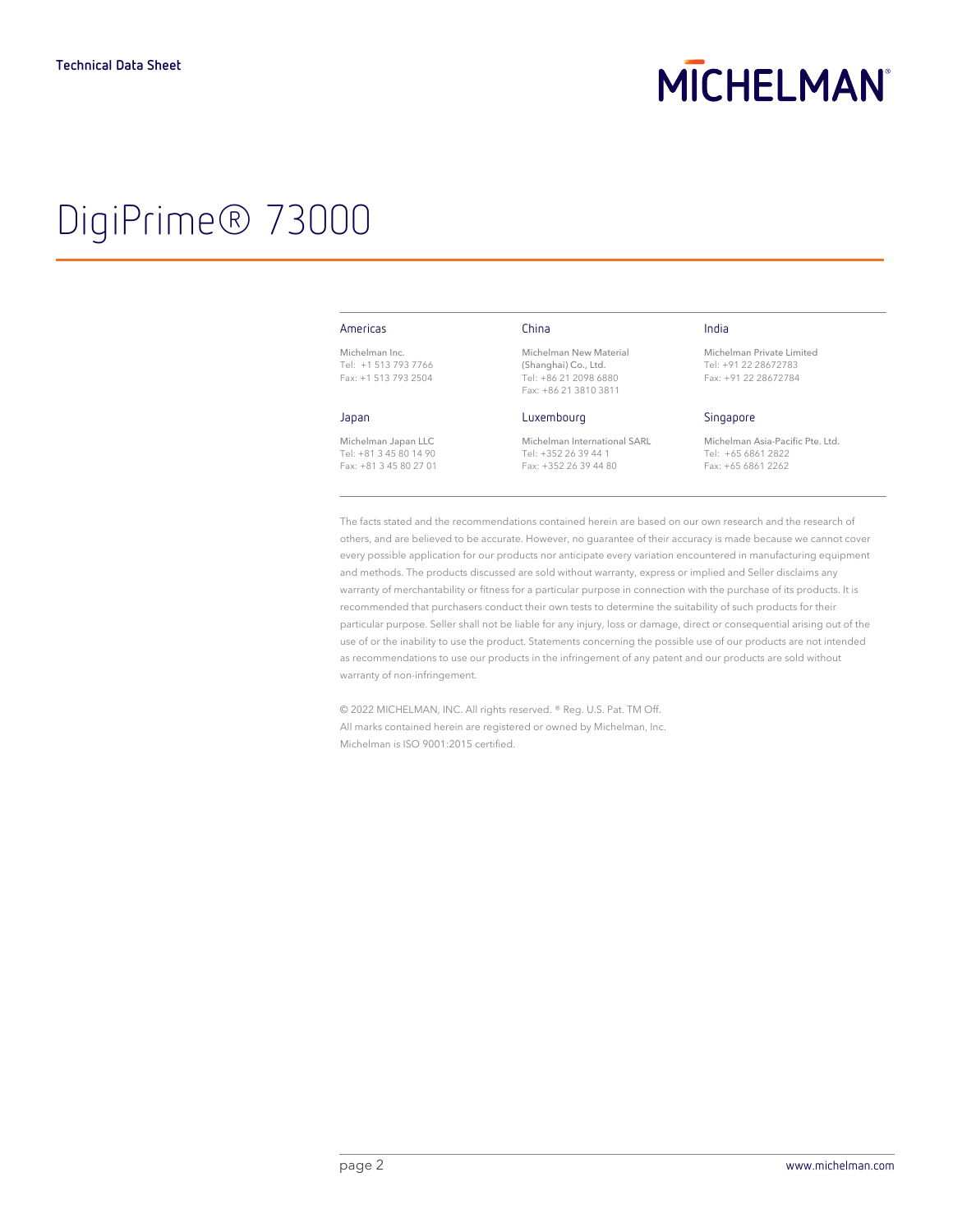# DigiPrime® 73000

| Americas | China | India |
|---|---|---|
| Michelman Inc.<br>Tel: +1 513 793 7766<br>Fax: +1 513 793 2504 | Michelman New Material (Shanghai) Co., Ltd.<br>Tel: +86 21 2098 6880<br>Fax: +86 21 3810 3811 | Michelman Private Limited<br>Tel: +91 22 28672783<br>Fax: +91 22 28672784 |
| **Japan** | **Luxembourg** | **Singapore** |
| Michelman Japan LLC<br>Tel: +81 3 45 80 14 90<br>Fax: +81 3 45 80 27 01 | Michelman International SARL<br>Tel: +352 26 39 44 1<br>Fax: +352 26 39 44 80 | Michelman Asia-Pacific Pte. Ltd.<br>Tel: +65 6861 2822<br>Fax: +65 6861 2262 |

The facts stated and the recommendations contained herein are based on our own research and the research of others, and are believed to be accurate. However, no guarantee of their accuracy is made because we cannot cover every possible application for our products nor anticipate every variation encountered in manufacturing equipment and methods. The products discussed are sold without warranty, express or implied and Seller disclaims any warranty of merchantability or fitness for a particular purpose in connection with the purchase of its products. It is recommended that purchasers conduct their own tests to determine the suitability of such products for their particular purpose. Seller shall not be liable for any injury, loss or damage, direct or consequential arising out of the use of or the inability to use the product. Statements concerning the possible use of our products are not intended as recommendations to use our products in the infringement of any patent and our products are sold without warranty of non-infringement.

© 2022 MICHELMAN, INC. All rights reserved. ® Reg. U.S. Pat. TM Off.
All marks contained herein are registered or owned by Michelman, Inc.
Michelman is ISO 9001:2015 certified.